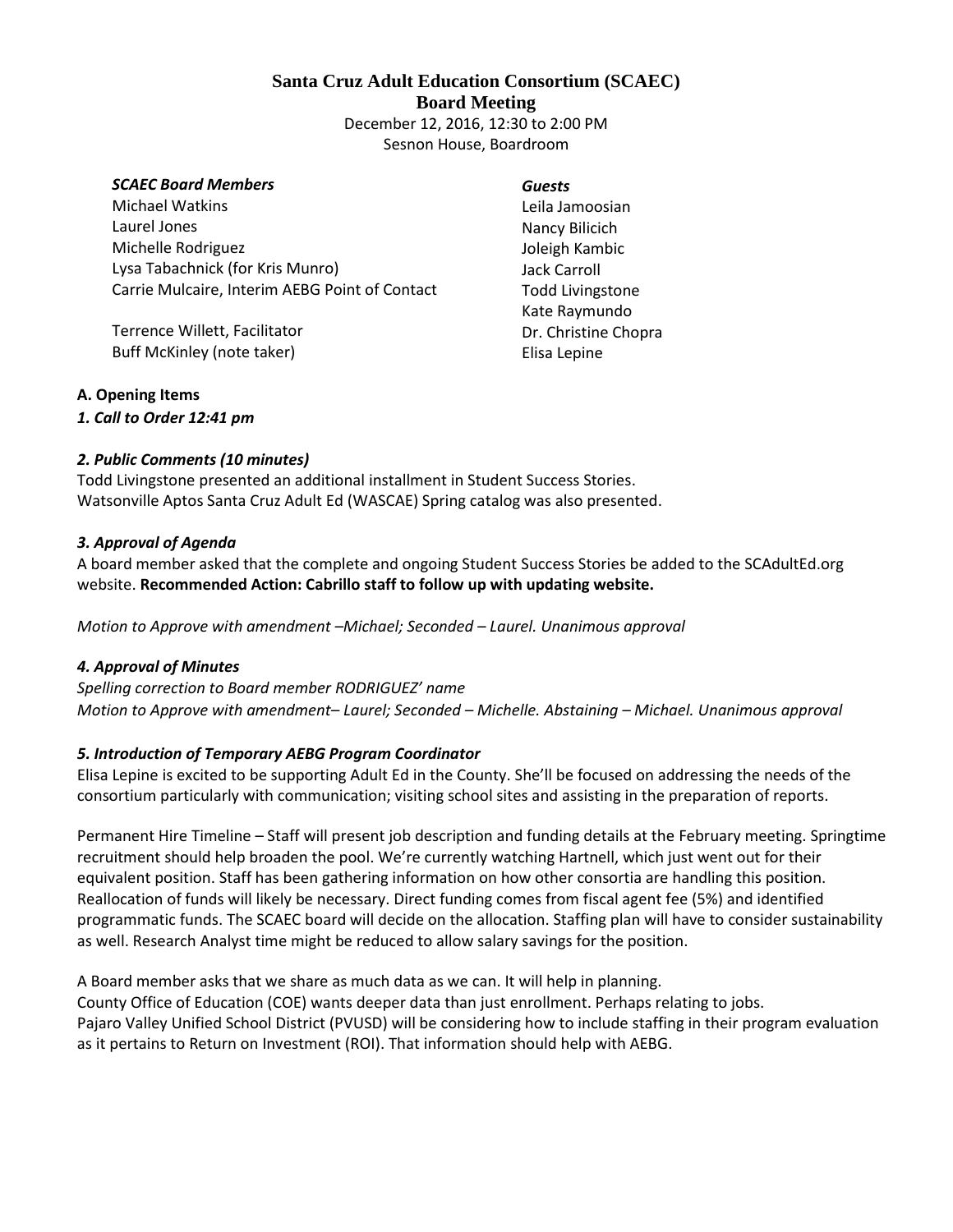# Santa Cruz Adult Education Consortium (SCAEC)
## Board Meeting

December 12, 2016, 12:30 to 2:00 PM
Sesnon House, Boardroom

***SCAEC Board Members***
Michael Watkins
Laurel Jones
Michelle Rodriguez
Lysa Tabachnick (for Kris Munro)
Carrie Mulcaire, Interim AEBG Point of Contact

Terrence Willett, Facilitator
Buff McKinley (note taker)

***Guests***
Leila Jamoosian
Nancy Bilicich
Joleigh Kambic
Jack Carroll
Todd Livingstone
Kate Raymundo
Dr. Christine Chopra
Elisa Lepine

**A. Opening Items**

***1. Call to Order 12:41 pm***

***2. Public Comments (10 minutes)***

Todd Livingstone presented an additional installment in Student Success Stories.
Watsonville Aptos Santa Cruz Adult Ed (WASCAE) Spring catalog was also presented.

***3. Approval of Agenda***

A board member asked that the complete and ongoing Student Success Stories be added to the SCAdultEd.org website. **Recommended Action: Cabrillo staff to follow up with updating website.**

*Motion to Approve with amendment –Michael; Seconded – Laurel. Unanimous approval*

***4. Approval of Minutes***

*Spelling correction to Board member RODRIGUEZ' name*
*Motion to Approve with amendment– Laurel; Seconded – Michelle. Abstaining – Michael. Unanimous approval*

***5. Introduction of Temporary AEBG Program Coordinator***

Elisa Lepine is excited to be supporting Adult Ed in the County. She'll be focused on addressing the needs of the consortium particularly with communication; visiting school sites and assisting in the preparation of reports.

Permanent Hire Timeline – Staff will present job description and funding details at the February meeting. Springtime recruitment should help broaden the pool. We're currently watching Hartnell, which just went out for their equivalent position. Staff has been gathering information on how other consortia are handling this position. Reallocation of funds will likely be necessary. Direct funding comes from fiscal agent fee (5%) and identified programmatic funds. The SCAEC board will decide on the allocation. Staffing plan will have to consider sustainability as well. Research Analyst time might be reduced to allow salary savings for the position.

A Board member asks that we share as much data as we can. It will help in planning.
County Office of Education (COE) wants deeper data than just enrollment. Perhaps relating to jobs.
Pajaro Valley Unified School District (PVUSD) will be considering how to include staffing in their program evaluation as it pertains to Return on Investment (ROI). That information should help with AEBG.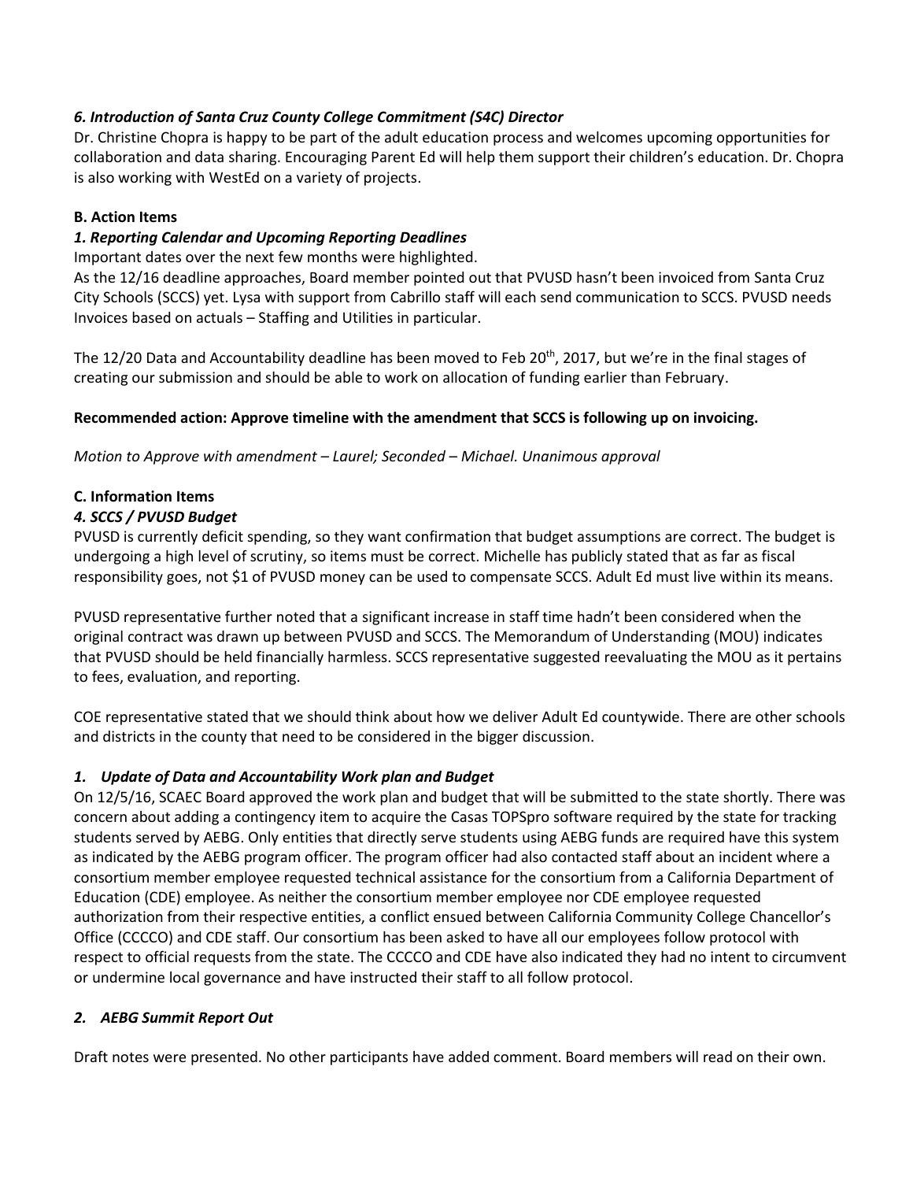### *6. Introduction of Santa Cruz County College Commitment (S4C) Director*

Dr. Christine Chopra is happy to be part of the adult education process and welcomes upcoming opportunities for collaboration and data sharing. Encouraging Parent Ed will help them support their children's education. Dr. Chopra is also working with WestEd on a variety of projects.

## B. Action Items

### *1. Reporting Calendar and Upcoming Reporting Deadlines*

Important dates over the next few months were highlighted.

As the 12/16 deadline approaches, Board member pointed out that PVUSD hasn't been invoiced from Santa Cruz City Schools (SCCS) yet. Lysa with support from Cabrillo staff will each send communication to SCCS. PVUSD needs Invoices based on actuals – Staffing and Utilities in particular.

The 12/20 Data and Accountability deadline has been moved to Feb 20th, 2017, but we're in the final stages of creating our submission and should be able to work on allocation of funding earlier than February.

**Recommended action: Approve timeline with the amendment that SCCS is following up on invoicing.**

*Motion to Approve with amendment – Laurel; Seconded – Michael. Unanimous approval*

## C. Information Items

### *4. SCCS / PVUSD Budget*

PVUSD is currently deficit spending, so they want confirmation that budget assumptions are correct. The budget is undergoing a high level of scrutiny, so items must be correct. Michelle has publicly stated that as far as fiscal responsibility goes, not $1 of PVUSD money can be used to compensate SCCS. Adult Ed must live within its means.

PVUSD representative further noted that a significant increase in staff time hadn't been considered when the original contract was drawn up between PVUSD and SCCS. The Memorandum of Understanding (MOU) indicates that PVUSD should be held financially harmless. SCCS representative suggested reevaluating the MOU as it pertains to fees, evaluation, and reporting.

COE representative stated that we should think about how we deliver Adult Ed countywide. There are other schools and districts in the county that need to be considered in the bigger discussion.

### *1. Update of Data and Accountability Work plan and Budget*

On 12/5/16, SCAEC Board approved the work plan and budget that will be submitted to the state shortly. There was concern about adding a contingency item to acquire the Casas TOPSpro software required by the state for tracking students served by AEBG. Only entities that directly serve students using AEBG funds are required have this system as indicated by the AEBG program officer. The program officer had also contacted staff about an incident where a consortium member employee requested technical assistance for the consortium from a California Department of Education (CDE) employee. As neither the consortium member employee nor CDE employee requested authorization from their respective entities, a conflict ensued between California Community College Chancellor's Office (CCCCO) and CDE staff. Our consortium has been asked to have all our employees follow protocol with respect to official requests from the state. The CCCCO and CDE have also indicated they had no intent to circumvent or undermine local governance and have instructed their staff to all follow protocol.

### *2. AEBG Summit Report Out*

Draft notes were presented. No other participants have added comment. Board members will read on their own.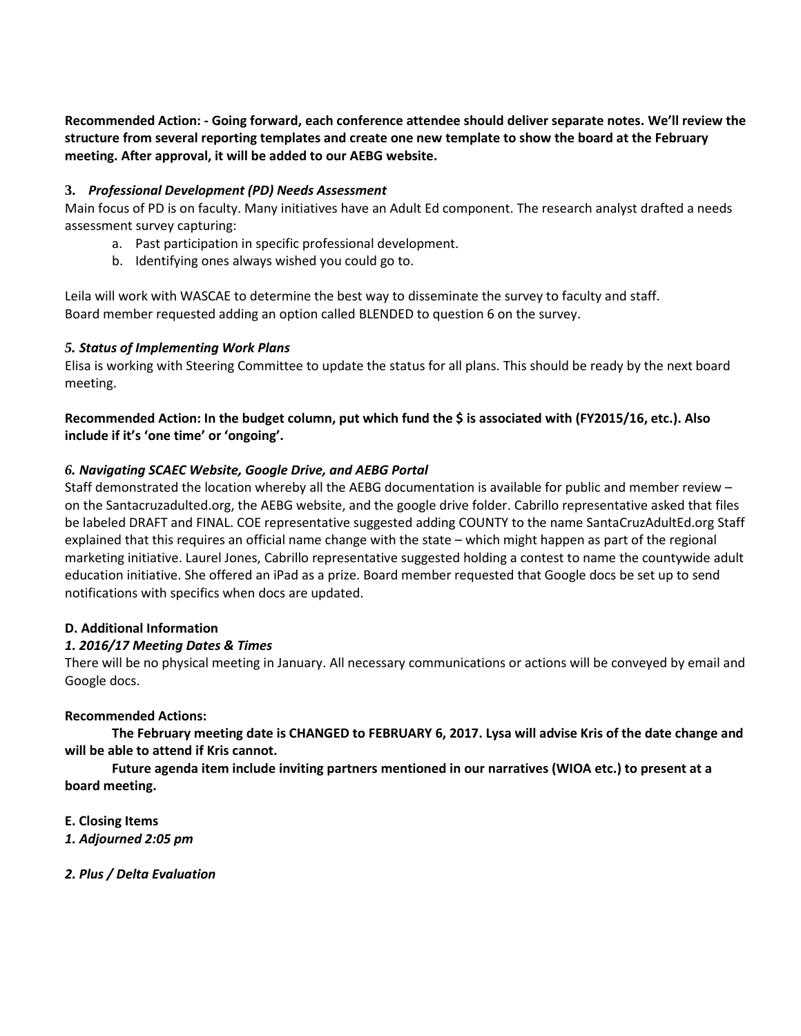**Recommended Action: - Going forward, each conference attendee should deliver separate notes. We'll review the structure from several reporting templates and create one new template to show the board at the February meeting. After approval, it will be added to our AEBG website.**

**3.** ***Professional Development (PD) Needs Assessment***

Main focus of PD is on faculty. Many initiatives have an Adult Ed component. The research analyst drafted a needs assessment survey capturing:

a. Past participation in specific professional development.
b. Identifying ones always wished you could go to.

Leila will work with WASCAE to determine the best way to disseminate the survey to faculty and staff.
Board member requested adding an option called BLENDED to question 6 on the survey.

***5. Status of Implementing Work Plans***

Elisa is working with Steering Committee to update the status for all plans. This should be ready by the next board meeting.

**Recommended Action: In the budget column, put which fund the $ is associated with (FY2015/16, etc.). Also include if it's 'one time' or 'ongoing'.**

***6. Navigating SCAEC Website, Google Drive, and AEBG Portal***

Staff demonstrated the location whereby all the AEBG documentation is available for public and member review – on the Santacruzadulted.org, the AEBG website, and the google drive folder. Cabrillo representative asked that files be labeled DRAFT and FINAL. COE representative suggested adding COUNTY to the name SantaCruzAdultEd.org Staff explained that this requires an official name change with the state – which might happen as part of the regional marketing initiative. Laurel Jones, Cabrillo representative suggested holding a contest to name the countywide adult education initiative. She offered an iPad as a prize. Board member requested that Google docs be set up to send notifications with specifics when docs are updated.

**D. Additional Information**

***1. 2016/17 Meeting Dates & Times***

There will be no physical meeting in January. All necessary communications or actions will be conveyed by email and Google docs.

**Recommended Actions:**

**The February meeting date is CHANGED to FEBRUARY 6, 2017. Lysa will advise Kris of the date change and will be able to attend if Kris cannot.**

**Future agenda item include inviting partners mentioned in our narratives (WIOA etc.) to present at a board meeting.**

**E. Closing Items**

***1. Adjourned 2:05 pm***

***2. Plus / Delta Evaluation***